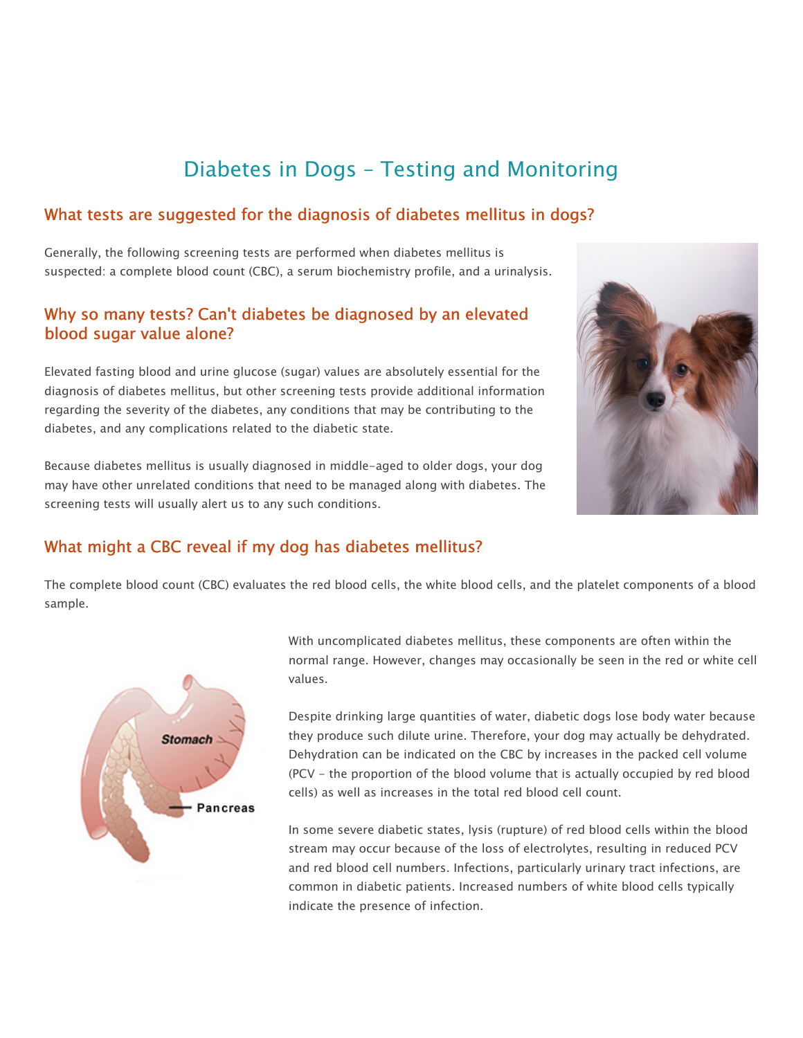# Diabetes in Dogs - Testing and Monitoring

## What tests are suggested for the diagnosis of diabetes mellitus in dogs?

Generally, the following screening tests are performed when diabetes mellitus is suspected: a complete blood count (CBC), a serum biochemistry profile, and a urinalysis.

## Why so many tests? Can't diabetes be diagnosed by an elevated blood sugar value alone?

Elevated fasting blood and urine glucose (sugar) values are absolutely essential for the diagnosis of diabetes mellitus, but other screening tests provide additional information regarding the severity of the diabetes, any conditions that may be contributing to the diabetes, and any complications related to the diabetic state.

Because diabetes mellitus is usually diagnosed in middle-aged to older dogs, your dog may have other unrelated conditions that need to be managed along with diabetes. The screening tests will usually alert us to any such conditions.

## What might a CBC reveal if my dog has diabetes mellitus?

The complete blood count (CBC) evaluates the red blood cells, the white blood cells, and the platelet components of a blood sample.

Stomach

Pancreas

With uncomplicated diabetes mellitus, these components are often within the normal range. However, changes may occasionally be seen in the red or white cell values.

Despite drinking large quantities of water, diabetic dogs lose body water because they produce such dilute urine. Therefore, your dog may actually be dehydrated. Dehydration can be indicated on the CBC by increases in the packed cell volume (PCV - the proportion of the blood volume that is actually occupied by red blood cells) as well as increases in the total red blood cell count.

In some severe diabetic states, lysis (rupture) of red blood cells within the blood stream may occur because of the loss of electrolytes, resulting in reduced PCV and red blood cell numbers. Infections, particularly urinary tract infections, are common in diabetic patients. Increased numbers of white blood cells typically indicate the presence of infection.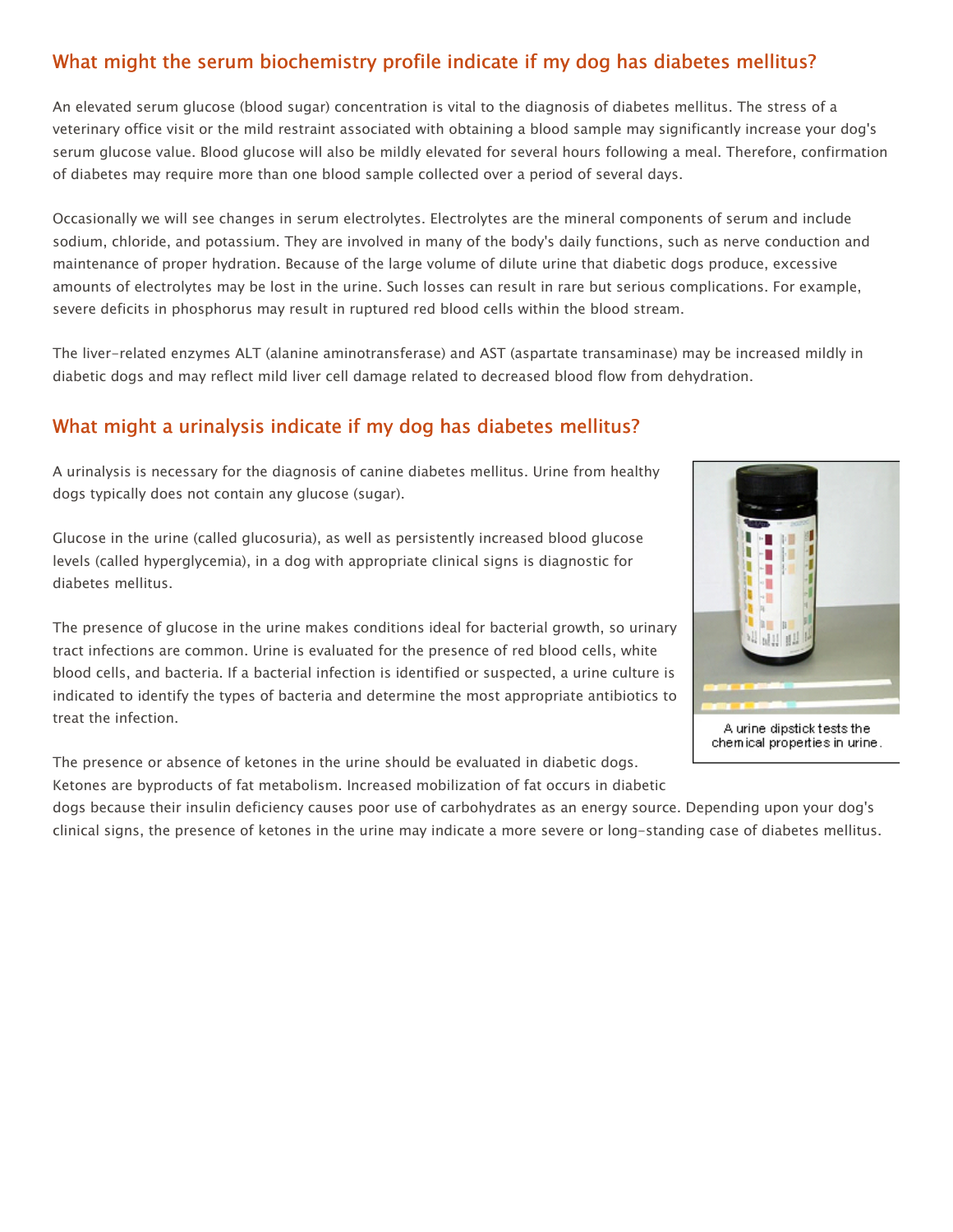## What might the serum biochemistry profile indicate if my dog has diabetes mellitus?

An elevated serum glucose (blood sugar) concentration is vital to the diagnosis of diabetes mellitus. The stress of a veterinary office visit or the mild restraint associated with obtaining a blood sample may significantly increase your dog's serum glucose value. Blood glucose will also be mildly elevated for several hours following a meal. Therefore, confirmation of diabetes may require more than one blood sample collected over a period of several days.

Occasionally we will see changes in serum electrolytes. Electrolytes are the mineral components of serum and include sodium, chloride, and potassium. They are involved in many of the body's daily functions, such as nerve conduction and maintenance of proper hydration. Because of the large volume of dilute urine that diabetic dogs produce, excessive amounts of electrolytes may be lost in the urine. Such losses can result in rare but serious complications. For example, severe deficits in phosphorus may result in ruptured red blood cells within the blood stream.

The liver-related enzymes ALT (alanine aminotransferase) and AST (aspartate transaminase) may be increased mildly in diabetic dogs and may reflect mild liver cell damage related to decreased blood flow from dehydration.

## What might a urinalysis indicate if my dog has diabetes mellitus?

A urinalysis is necessary for the diagnosis of canine diabetes mellitus. Urine from healthy dogs typically does not contain any glucose (sugar).

Glucose in the urine (called glucosuria), as well as persistently increased blood glucose levels (called hyperglycemia), in a dog with appropriate clinical signs is diagnostic for diabetes mellitus.

The presence of glucose in the urine makes conditions ideal for bacterial growth, so urinary tract infections are common. Urine is evaluated for the presence of red blood cells, white blood cells, and bacteria. If a bacterial infection is identified or suspected, a urine culture is indicated to identify the types of bacteria and determine the most appropriate antibiotics to treat the infection.

A urine dipstick tests the chemical properties in urine.

The presence or absence of ketones in the urine should be evaluated in diabetic dogs. Ketones are byproducts of fat metabolism. Increased mobilization of fat occurs in diabetic dogs because their insulin deficiency causes poor use of carbohydrates as an energy source. Depending upon your dog's clinical signs, the presence of ketones in the urine may indicate a more severe or long-standing case of diabetes mellitus.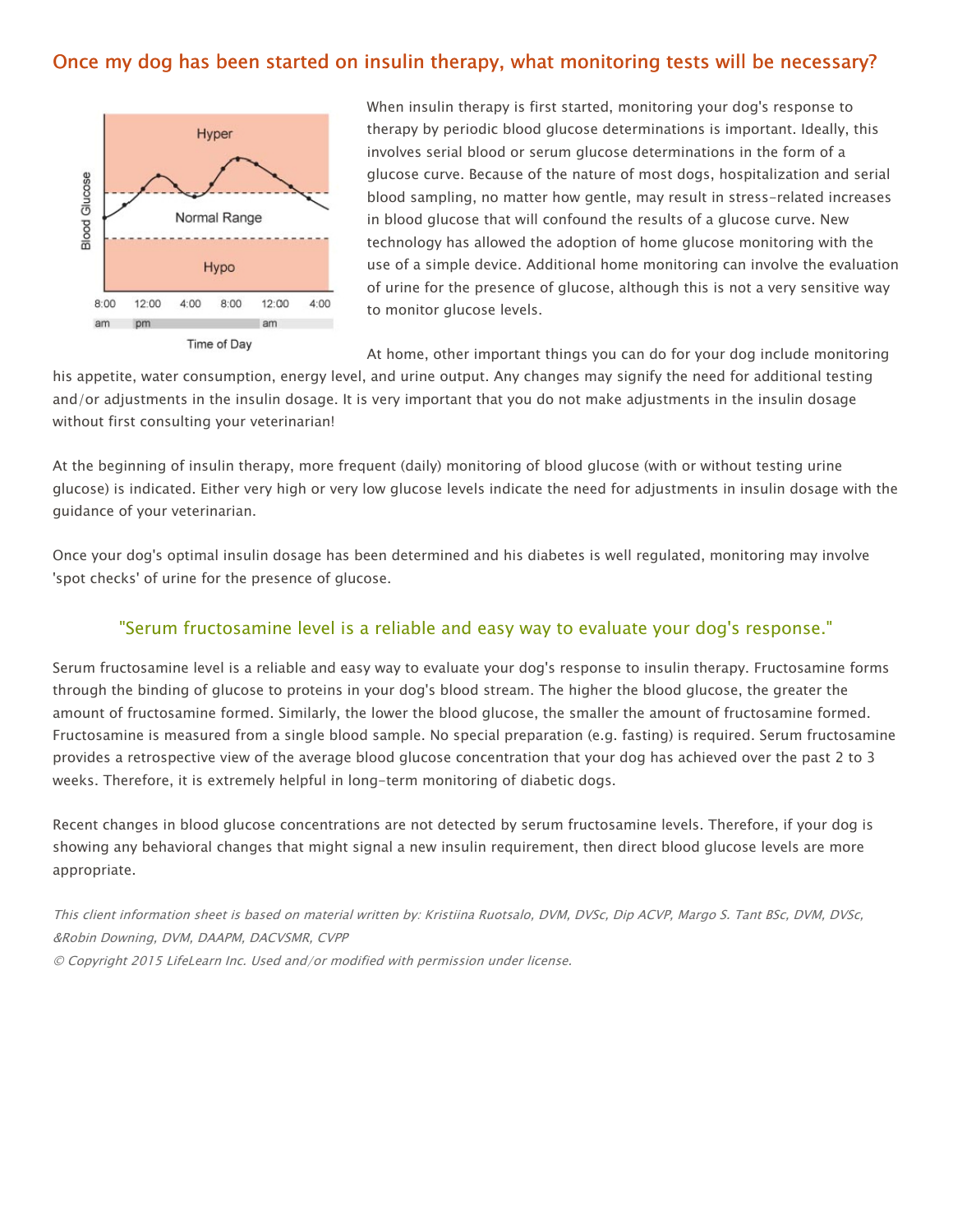## Once my dog has been started on insulin therapy, what monitoring tests will be necessary?

Hyper

Normal Range

Hypo

Blood Glucose

8:00 12:00 4:00 8:00 12:00 4:00

am pm am

Time of Day

When insulin therapy is first started, monitoring your dog's response to therapy by periodic blood glucose determinations is important. Ideally, this involves serial blood or serum glucose determinations in the form of a glucose curve. Because of the nature of most dogs, hospitalization and serial blood sampling, no matter how gentle, may result in stress-related increases in blood glucose that will confound the results of a glucose curve. New technology has allowed the adoption of home glucose monitoring with the use of a simple device. Additional home monitoring can involve the evaluation of urine for the presence of glucose, although this is not a very sensitive way to monitor glucose levels.

At home, other important things you can do for your dog include monitoring his appetite, water consumption, energy level, and urine output. Any changes may signify the need for additional testing and/or adjustments in the insulin dosage. It is very important that you do not make adjustments in the insulin dosage without first consulting your veterinarian!

At the beginning of insulin therapy, more frequent (daily) monitoring of blood glucose (with or without testing urine glucose) is indicated. Either very high or very low glucose levels indicate the need for adjustments in insulin dosage with the guidance of your veterinarian.

Once your dog's optimal insulin dosage has been determined and his diabetes is well regulated, monitoring may involve 'spot checks' of urine for the presence of glucose.

> "Serum fructosamine level is a reliable and easy way to evaluate your dog's response."

Serum fructosamine level is a reliable and easy way to evaluate your dog's response to insulin therapy. Fructosamine forms through the binding of glucose to proteins in your dog's blood stream. The higher the blood glucose, the greater the amount of fructosamine formed. Similarly, the lower the blood glucose, the smaller the amount of fructosamine formed. Fructosamine is measured from a single blood sample. No special preparation (e.g. fasting) is required. Serum fructosamine provides a retrospective view of the average blood glucose concentration that your dog has achieved over the past 2 to 3 weeks. Therefore, it is extremely helpful in long-term monitoring of diabetic dogs.

Recent changes in blood glucose concentrations are not detected by serum fructosamine levels. Therefore, if your dog is showing any behavioral changes that might signal a new insulin requirement, then direct blood glucose levels are more appropriate.

*This client information sheet is based on material written by: Kristiina Ruotsalo, DVM, DVSc, Dip ACVP, Margo S. Tant BSc, DVM, DVSc, &Robin Downing, DVM, DAAPM, DACVSMR, CVPP*

*© Copyright 2015 LifeLearn Inc. Used and/or modified with permission under license.*